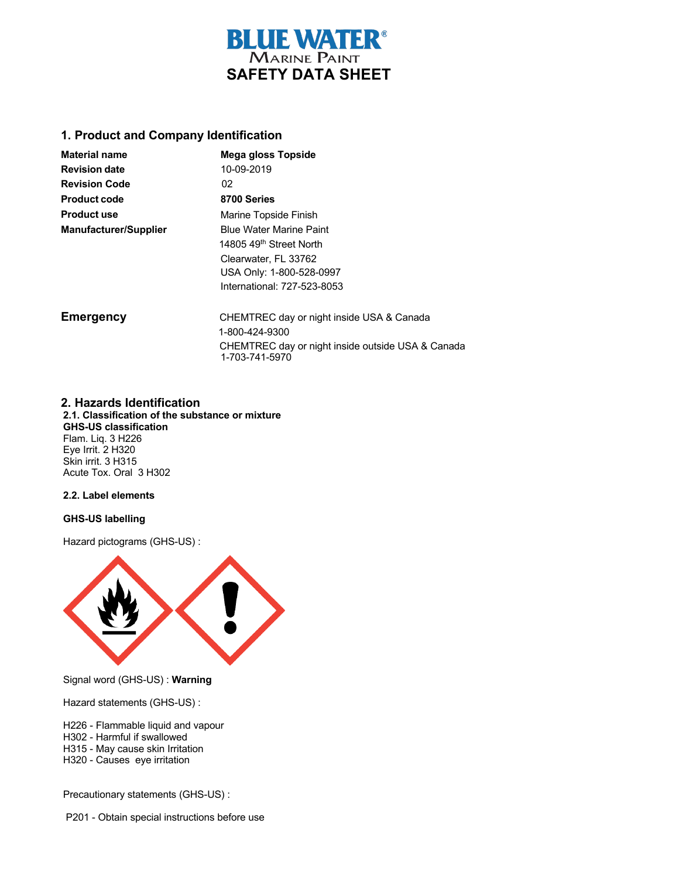# BLUE WATER® MARINE PAINT

# SAFETY DATA SHEET

## 1. Product and Company Identification

| | |
|---|---|
| **Material name** | **Mega gloss Topside** |
| **Revision date** | 10-09-2019 |
| **Revision Code** | 02 |
| **Product code** | **8700 Series** |
| **Product use** | Marine Topside Finish |
| **Manufacturer/Supplier** | Blue Water Marine Paint<br>14805 49th Street North<br>Clearwater, FL 33762<br>USA Only: 1-800-528-0997<br>International: 727-523-8053 |

**Emergency**

CHEMTREC day or night inside USA & Canada
1-800-424-9300
CHEMTREC day or night inside outside USA & Canada
1-703-741-5970

## 2. Hazards Identification

**2.1. Classification of the substance or mixture**

**GHS-US classification**

Flam. Liq. 3 H226
Eye Irrit. 2 H320
Skin irrit. 3 H315
Acute Tox. Oral 3 H302

**2.2. Label elements**

**GHS-US labelling**

Hazard pictograms (GHS-US) :

Signal word (GHS-US) : **Warning**

Hazard statements (GHS-US) :

H226 - Flammable liquid and vapour
H302 - Harmful if swallowed
H315 - May cause skin Irritation
H320 - Causes eye irritation

Precautionary statements (GHS-US) :

P201 - Obtain special instructions before use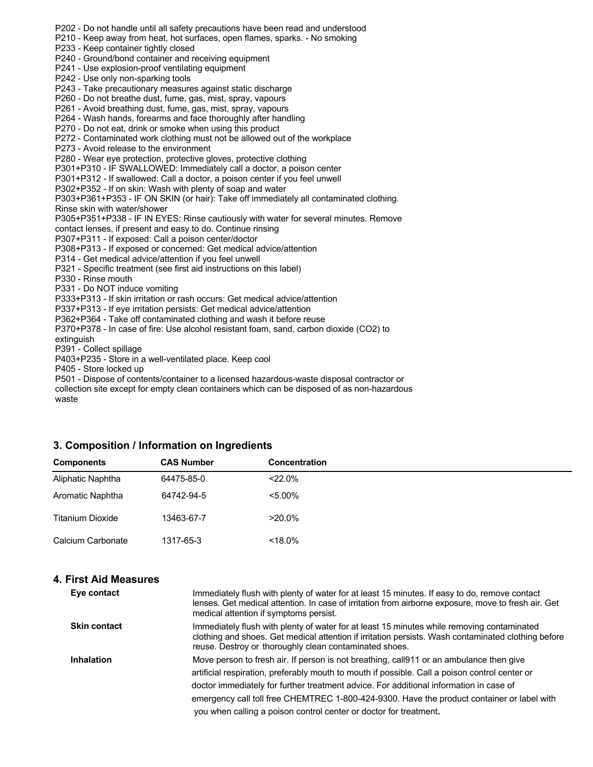P202 - Do not handle until all safety precautions have been read and understood
P210 - Keep away from heat, hot surfaces, open flames, sparks. - No smoking
P233 - Keep container tightly closed
P240 - Ground/bond container and receiving equipment
P241 - Use explosion-proof ventilating equipment
P242 - Use only non-sparking tools
P243 - Take precautionary measures against static discharge
P260 - Do not breathe dust, fume, gas, mist, spray, vapours
P261 - Avoid breathing dust, fume, gas, mist, spray, vapours
P264 - Wash hands, forearms and face thoroughly after handling
P270 - Do not eat, drink or smoke when using this product
P272 - Contaminated work clothing must not be allowed out of the workplace
P273 - Avoid release to the environment
P280 - Wear eye protection, protective gloves, protective clothing
P301+P310 - IF SWALLOWED: Immediately call a doctor, a poison center
P301+P312 - If swallowed: Call a doctor, a poison center if you feel unwell
P302+P352 - If on skin: Wash with plenty of soap and water
P303+P361+P353 - IF ON SKIN (or hair): Take off immediately all contaminated clothing. Rinse skin with water/shower
P305+P351+P338 - IF IN EYES: Rinse cautiously with water for several minutes. Remove contact lenses, if present and easy to do. Continue rinsing
P307+P311 - If exposed: Call a poison center/doctor
P308+P313 - If exposed or concerned: Get medical advice/attention
P314 - Get medical advice/attention if you feel unwell
P321 - Specific treatment (see first aid instructions on this label)
P330 - Rinse mouth
P331 - Do NOT induce vomiting
P333+P313 - If skin irritation or rash occurs: Get medical advice/attention
P337+P313 - If eye irritation persists: Get medical advice/attention
P362+P364 - Take off contaminated clothing and wash it before reuse
P370+P378 - In case of fire: Use alcohol resistant foam, sand, carbon dioxide ($CO_2$) to extinguish
P391 - Collect spillage
P403+P235 - Store in a well-ventilated place. Keep cool
P405 - Store locked up
P501 - Dispose of contents/container to a licensed hazardous-waste disposal contractor or collection site except for empty clean containers which can be disposed of as non-hazardous waste

## 3. Composition / Information on Ingredients

| Components | CAS Number | Concentration |
|---|---|---|
| Aliphatic Naphtha | 64475-85-0 | <22.0% |
| Aromatic Naphtha | 64742-94-5 | <5.00% |
| Titanium Dioxide | 13463-67-7 | >20.0% |
| Calcium Carbonate | 1317-65-3 | <18.0% |

## 4. First Aid Measures

**Eye contact**

Immediately flush with plenty of water for at least 15 minutes. If easy to do, remove contact lenses. Get medical attention. In case of irritation from airborne exposure, move to fresh air. Get medical attention if symptoms persist.

**Skin contact**

Immediately flush with plenty of water for at least 15 minutes while removing contaminated clothing and shoes. Get medical attention if irritation persists. Wash contaminated clothing before reuse. Destroy or thoroughly clean contaminated shoes.

**Inhalation**

Move person to fresh air. If person is not breathing, call911 or an ambulance then give artificial respiration, preferably mouth to mouth if possible. Call a poison control center or doctor immediately for further treatment advice. For additional information in case of emergency call toll free CHEMTREC 1-800-424-9300. Have the product container or label with you when calling a poison control center or doctor for treatment.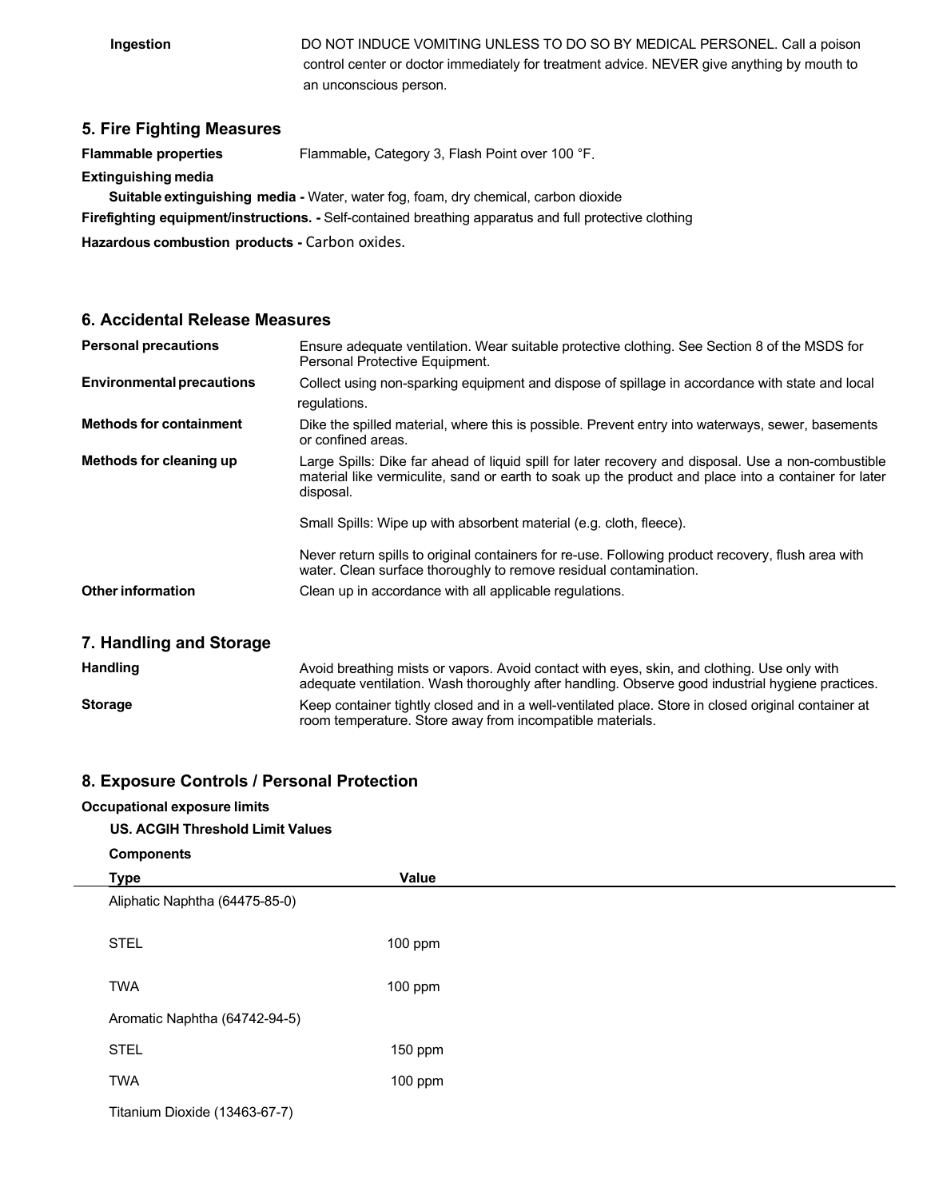| | |
|---|---|
| **Ingestion** | DO NOT INDUCE VOMITING UNLESS TO DO SO BY MEDICAL PERSONEL. Call a poison control center or doctor immediately for treatment advice. NEVER give anything by mouth to an unconscious person. |

## 5. Fire Fighting Measures

**Flammable properties** Flammable**,** Category 3, Flash Point over 100 °F.

**Extinguishing media**

**Suitable extinguishing media -** Water, water fog, foam, dry chemical, carbon dioxide

**Firefighting equipment/instructions. -** Self-contained breathing apparatus and full protective clothing

**Hazardous combustion products -** Carbon oxides.

## 6. Accidental Release Measures

| | |
|---|---|
| **Personal precautions** | Ensure adequate ventilation. Wear suitable protective clothing. See Section 8 of the MSDS for Personal Protective Equipment. |
| **Environmental precautions** | Collect using non-sparking equipment and dispose of spillage in accordance with state and local regulations. |
| **Methods for containment** | Dike the spilled material, where this is possible. Prevent entry into waterways, sewer, basements or confined areas. |
| **Methods for cleaning up** | Large Spills: Dike far ahead of liquid spill for later recovery and disposal. Use a non-combustible material like vermiculite, sand or earth to soak up the product and place into a container for later disposal.<br><br>Small Spills: Wipe up with absorbent material (e.g. cloth, fleece).<br><br>Never return spills to original containers for re-use. Following product recovery, flush area with water. Clean surface thoroughly to remove residual contamination. |
| **Other information** | Clean up in accordance with all applicable regulations. |

## 7. Handling and Storage

| | |
|---|---|
| **Handling** | Avoid breathing mists or vapors. Avoid contact with eyes, skin, and clothing. Use only with adequate ventilation. Wash thoroughly after handling. Observe good industrial hygiene practices. |
| **Storage** | Keep container tightly closed and in a well-ventilated place. Store in closed original container at room temperature. Store away from incompatible materials. |

## 8. Exposure Controls / Personal Protection

**Occupational exposure limits**

**US. ACGIH Threshold Limit Values**

**Components**

| Type | Value |
|---|---|
| Aliphatic Naphtha (64475-85-0) | |
| STEL | 100 ppm |
| TWA | 100 ppm |
| Aromatic Naphtha (64742-94-5) | |
| STEL | 150 ppm |
| TWA | 100 ppm |
| Titanium Dioxide (13463-67-7) | |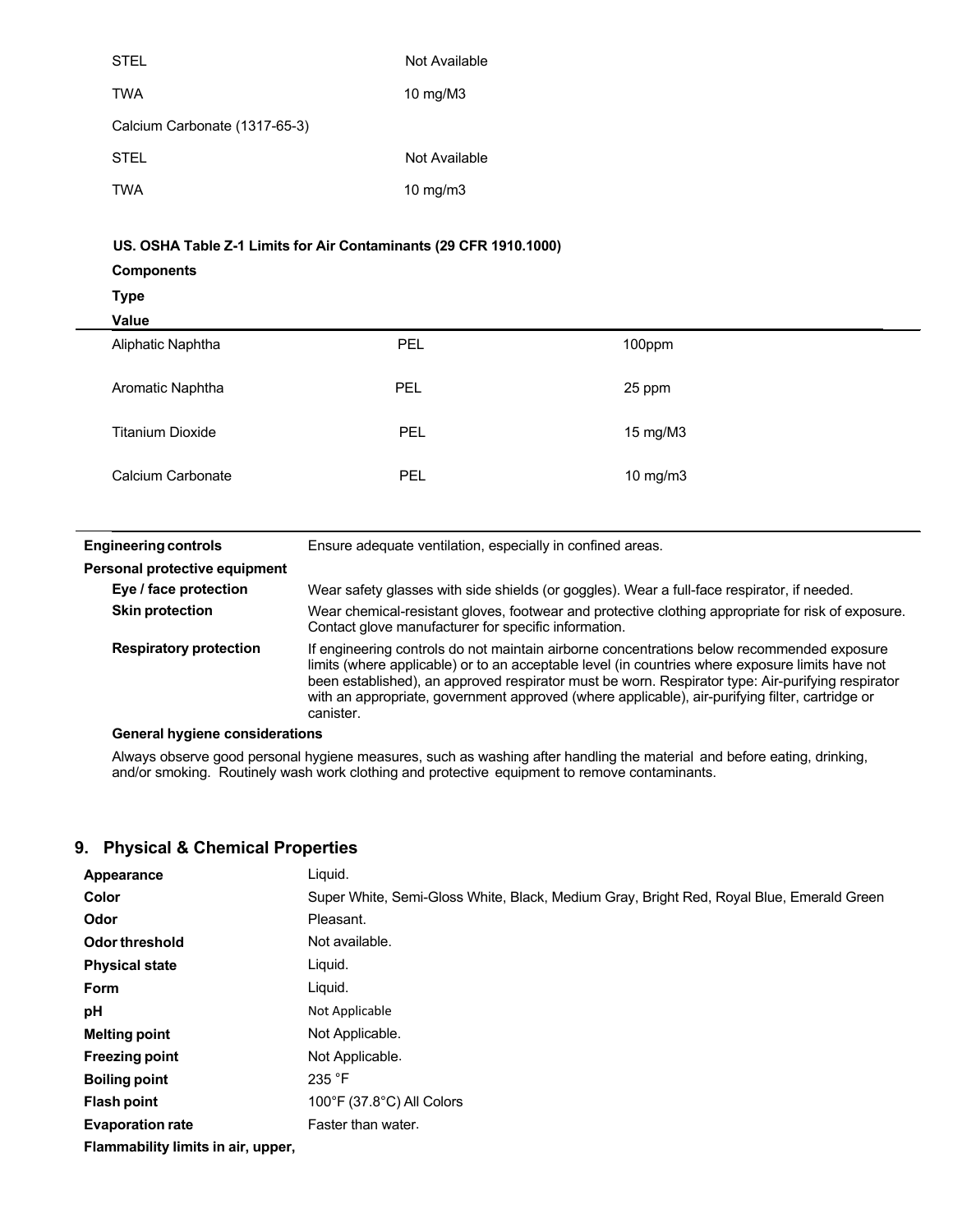| | |
|---|---|
| STEL | Not Available |
| TWA | 10 mg/M3 |
| Calcium Carbonate (1317-65-3) | |
| STEL | Not Available |
| TWA | 10 mg/m3 |

**US. OSHA Table Z-1 Limits for Air Contaminants (29 CFR 1910.1000)**

| Components | Type | Value |
|---|---|---|
| Aliphatic Naphtha | PEL | 100ppm |
| Aromatic Naphtha | PEL | 25 ppm |
| Titanium Dioxide | PEL | 15 mg/M3 |
| Calcium Carbonate | PEL | 10 mg/m3 |

| | |
|---|---|
| **Engineering controls** | Ensure adequate ventilation, especially in confined areas. |
| **Personal protective equipment** | |
| **Eye / face protection** | Wear safety glasses with side shields (or goggles). Wear a full-face respirator, if needed. |
| **Skin protection** | Wear chemical-resistant gloves, footwear and protective clothing appropriate for risk of exposure. Contact glove manufacturer for specific information. |
| **Respiratory protection** | If engineering controls do not maintain airborne concentrations below recommended exposure limits (where applicable) or to an acceptable level (in countries where exposure limits have not been established), an approved respirator must be worn. Respirator type: Air-purifying respirator with an appropriate, government approved (where applicable), air-purifying filter, cartridge or canister. |

**General hygiene considerations**

Always observe good personal hygiene measures, such as washing after handling the material and before eating, drinking, and/or smoking. Routinely wash work clothing and protective equipment to remove contaminants.

## 9. Physical & Chemical Properties

| | |
|---|---|
| **Appearance** | Liquid. |
| **Color** | Super White, Semi-Gloss White, Black, Medium Gray, Bright Red, Royal Blue, Emerald Green |
| **Odor** | Pleasant. |
| **Odor threshold** | Not available. |
| **Physical state** | Liquid. |
| **Form** | Liquid. |
| **pH** | Not Applicable |
| **Melting point** | Not Applicable. |
| **Freezing point** | Not Applicable. |
| **Boiling point** | 235 °F |
| **Flash point** | 100°F (37.8°C) All Colors |
| **Evaporation rate** | Faster than water. |
| **Flammability limits in air, upper,** | |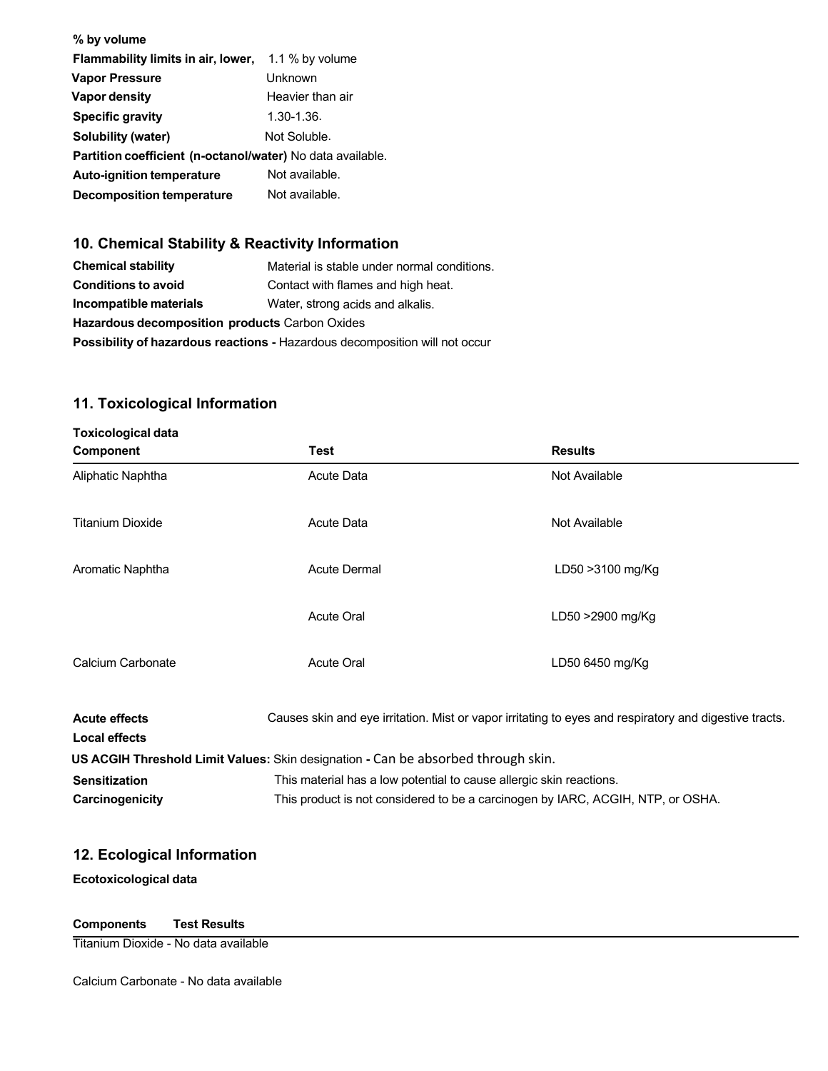**% by volume**

| | |
|---|---|
| **Flammability limits in air, lower,** | 1.1 % by volume |
| **Vapor Pressure** | Unknown |
| **Vapor density** | Heavier than air |
| **Specific gravity** | 1.30-1.36. |
| **Solubility (water)** | Not Soluble. |
| **Partition coefficient (n-octanol/water)** | No data available. |
| **Auto-ignition temperature** | Not available. |
| **Decomposition temperature** | Not available. |

## 10. Chemical Stability & Reactivity Information

| | |
|---|---|
| **Chemical stability** | Material is stable under normal conditions. |
| **Conditions to avoid** | Contact with flames and high heat. |
| **Incompatible materials** | Water, strong acids and alkalis. |

**Hazardous decomposition products** Carbon Oxides

**Possibility of hazardous reactions -** Hazardous decomposition will not occur

## 11. Toxicological Information

**Toxicological data**

| Component | Test | Results |
|---|---|---|
| Aliphatic Naphtha | Acute Data | Not Available |
| Titanium Dioxide | Acute Data | Not Available |
| Aromatic Naphtha | Acute Dermal | LD50 >3100 mg/Kg |
| | Acute Oral | LD50 >2900 mg/Kg |
| Calcium Carbonate | Acute Oral | LD50 6450 mg/Kg |

**Acute effects** Causes skin and eye irritation. Mist or vapor irritating to eyes and respiratory and digestive tracts.

**Local effects**

**US ACGIH Threshold Limit Values:** Skin designation - Can be absorbed through skin.

**Sensitization** This material has a low potential to cause allergic reactions.

**Carcinogenicity** This product is not considered to be a carcinogen by IARC, ACGIH, NTP, or OSHA.

## 12. Ecological Information

**Ecotoxicological data**

**Components Test Results**

Titanium Dioxide - No data available

Calcium Carbonate - No data available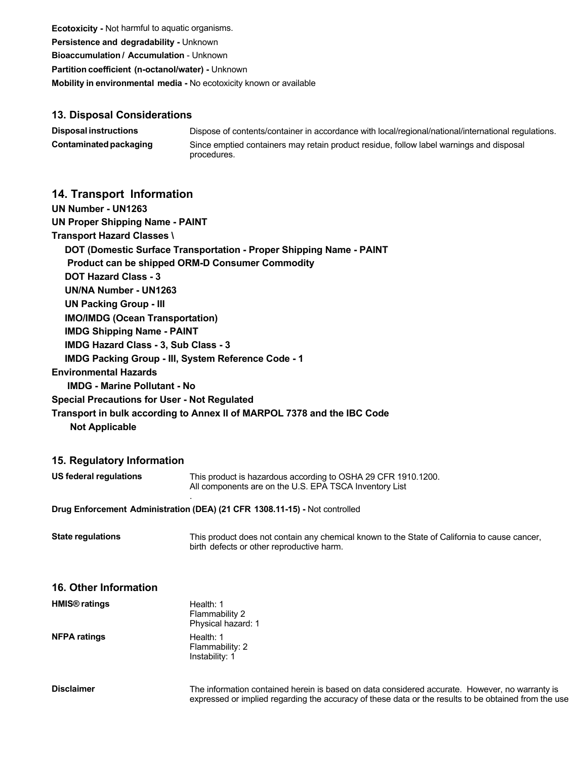**Ecotoxicity -** Not harmful to aquatic organisms.

**Persistence and degradability -** Unknown

**Bioaccumulation / Accumulation** - Unknown

**Partition coefficient (n-octanol/water) -** Unknown

**Mobility in environmental media -** No ecotoxicity known or available

## 13. Disposal Considerations

| | |
|---|---|
| **Disposal instructions** | Dispose of contents/container in accordance with local/regional/national/international regulations. |
| **Contaminated packaging** | Since emptied containers may retain product residue, follow label warnings and disposal procedures. |

## 14. Transport Information

**UN Number - UN1263**

**UN Proper Shipping Name - PAINT**

**Transport Hazard Classes \**

**DOT (Domestic Surface Transportation - Proper Shipping Name - PAINT**

**Product can be shipped ORM-D Consumer Commodity**

**DOT Hazard Class - 3**

**UN/NA Number - UN1263**

**UN Packing Group - III**

**IMO/IMDG (Ocean Transportation)**

**IMDG Shipping Name - PAINT**

**IMDG Hazard Class - 3, Sub Class - 3**

**IMDG Packing Group - III, System Reference Code - 1**

**Environmental Hazards**

**IMDG - Marine Pollutant - No**

**Special Precautions for User - Not Regulated**

**Transport in bulk according to Annex II of MARPOL 7378 and the IBC Code**

**Not Applicable**

## 15. Regulatory Information

| | |
|---|---|
| **US federal regulations** | This product is hazardous according to OSHA 29 CFR 1910.1200. All components are on the U.S. EPA TSCA Inventory List . |

**Drug Enforcement Administration (DEA) (21 CFR 1308.11-15) -** Not controlled

| | |
|---|---|
| **State regulations** | This product does not contain any chemical known to the State of California to cause cancer, birth defects or other reproductive harm. |

## 16. Other Information

| | |
|---|---|
| **HMIS® ratings** | Health: 1<br>Flammability 2<br>Physical hazard: 1 |
| **NFPA ratings** | Health: 1<br>Flammability: 2<br>Instability: 1 |
| **Disclaimer** | The information contained herein is based on data considered accurate. However, no warranty is expressed or implied regarding the accuracy of these data or the results to be obtained from the use |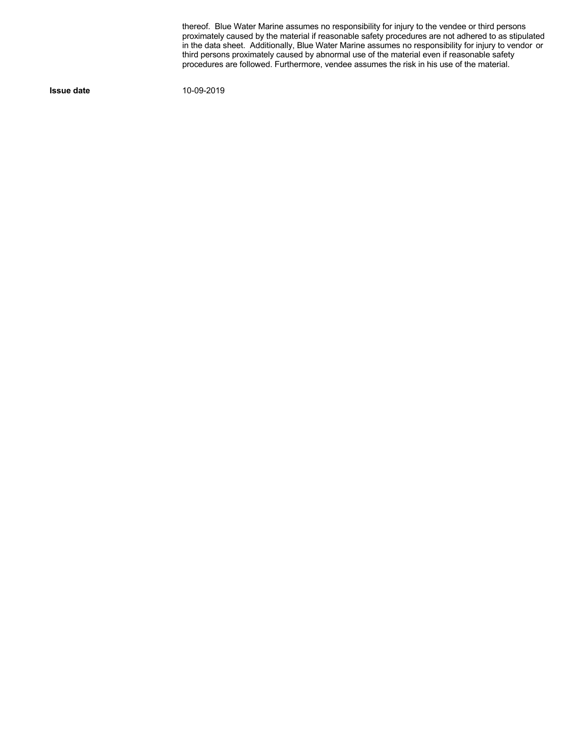thereof. Blue Water Marine assumes no responsibility for injury to the vendee or third persons proximately caused by the material if reasonable safety procedures are not adhered to as stipulated in the data sheet. Additionally, Blue Water Marine assumes no responsibility for injury to vendor or third persons proximately caused by abnormal use of the material even if reasonable safety procedures are followed. Furthermore, vendee assumes the risk in his use of the material.

**Issue date** 10-09-2019